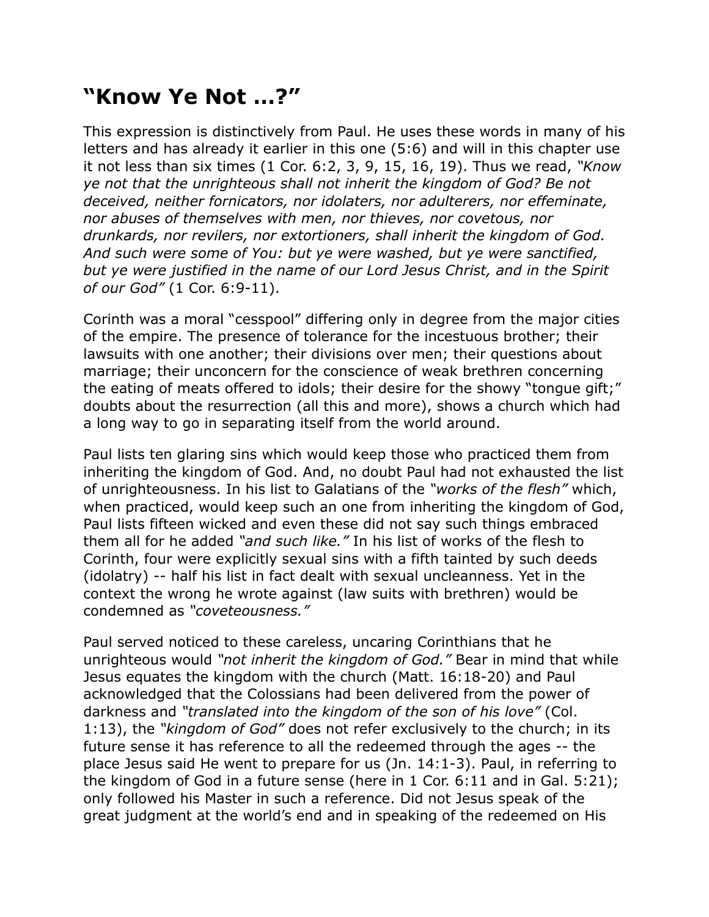## "Know Ye Not …?"

This expression is distinctively from Paul. He uses these words in many of his letters and has already it earlier in this one (5:6) and will in this chapter use it not less than six times (1 Cor. 6:2, 3, 9, 15, 16, 19). Thus we read, *"Know ye not that the unrighteous shall not inherit the kingdom of God? Be not deceived, neither fornicators, nor idolaters, nor adulterers, nor effeminate, nor abuses of themselves with men, nor thieves, nor covetous, nor drunkards, nor revilers, nor extortioners, shall inherit the kingdom of God. And such were some of You: but ye were washed, but ye were sanctified, but ye were justified in the name of our Lord Jesus Christ, and in the Spirit of our God"* (1 Cor. 6:9-11).

Corinth was a moral "cesspool" differing only in degree from the major cities of the empire. The presence of tolerance for the incestuous brother; their lawsuits with one another; their divisions over men; their questions about marriage; their unconcern for the conscience of weak brethren concerning the eating of meats offered to idols; their desire for the showy "tongue gift;" doubts about the resurrection (all this and more), shows a church which had a long way to go in separating itself from the world around.

Paul lists ten glaring sins which would keep those who practiced them from inheriting the kingdom of God. And, no doubt Paul had not exhausted the list of unrighteousness. In his list to Galatians of the *"works of the flesh"* which, when practiced, would keep such an one from inheriting the kingdom of God, Paul lists fifteen wicked and even these did not say such things embraced them all for he added *"and such like."* In his list of works of the flesh to Corinth, four were explicitly sexual sins with a fifth tainted by such deeds (idolatry) -- half his list in fact dealt with sexual uncleanness. Yet in the context the wrong he wrote against (law suits with brethren) would be condemned as *"coveteousness."*

Paul served noticed to these careless, uncaring Corinthians that he unrighteous would *"not inherit the kingdom of God."* Bear in mind that while Jesus equates the kingdom with the church (Matt. 16:18-20) and Paul acknowledged that the Colossians had been delivered from the power of darkness and *"translated into the kingdom of the son of his love"* (Col. 1:13), the *"kingdom of God"* does not refer exclusively to the church; in its future sense it has reference to all the redeemed through the ages -- the place Jesus said He went to prepare for us (Jn. 14:1-3). Paul, in referring to the kingdom of God in a future sense (here in 1 Cor. 6:11 and in Gal. 5:21); only followed his Master in such a reference. Did not Jesus speak of the great judgment at the world's end and in speaking of the redeemed on His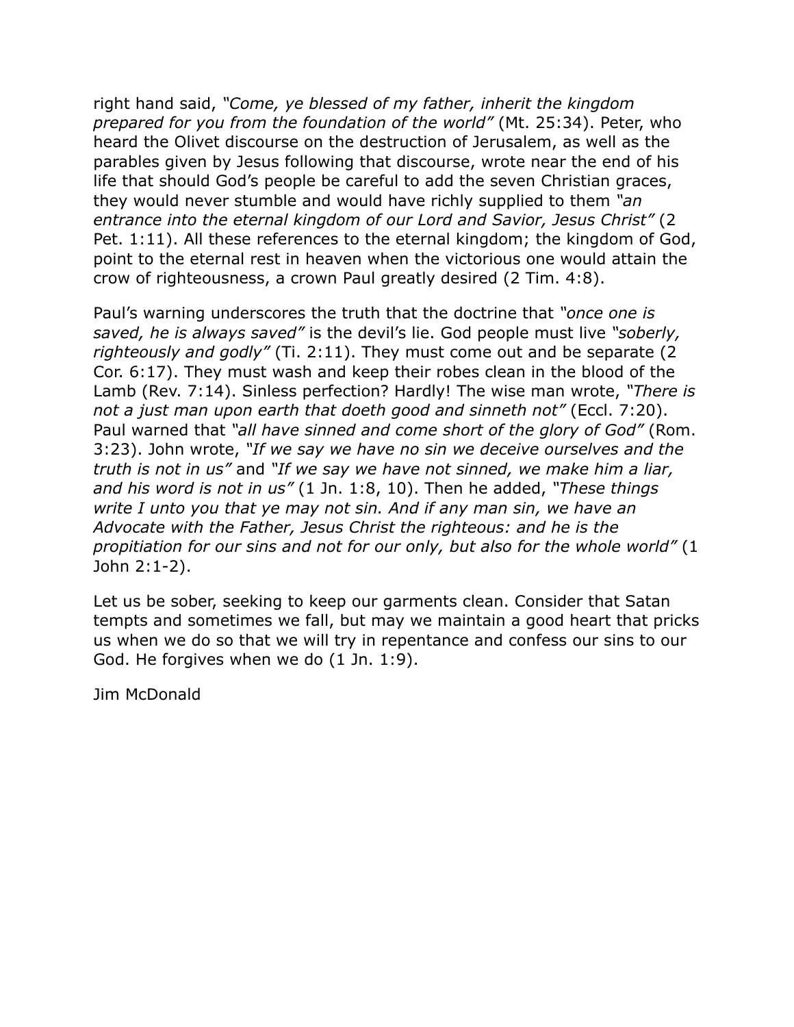right hand said, *"Come, ye blessed of my father, inherit the kingdom prepared for you from the foundation of the world"* (Mt. 25:34). Peter, who heard the Olivet discourse on the destruction of Jerusalem, as well as the parables given by Jesus following that discourse, wrote near the end of his life that should God's people be careful to add the seven Christian graces, they would never stumble and would have richly supplied to them *"an entrance into the eternal kingdom of our Lord and Savior, Jesus Christ"* (2 Pet. 1:11). All these references to the eternal kingdom; the kingdom of God, point to the eternal rest in heaven when the victorious one would attain the crow of righteousness, a crown Paul greatly desired (2 Tim. 4:8).

Paul's warning underscores the truth that the doctrine that *"once one is saved, he is always saved"* is the devil's lie. God people must live *"soberly, righteously and godly"* (Ti. 2:11). They must come out and be separate (2 Cor. 6:17). They must wash and keep their robes clean in the blood of the Lamb (Rev. 7:14). Sinless perfection? Hardly! The wise man wrote, *"There is not a just man upon earth that doeth good and sinneth not"* (Eccl. 7:20). Paul warned that *"all have sinned and come short of the glory of God"* (Rom. 3:23). John wrote, *"If we say we have no sin we deceive ourselves and the truth is not in us"* and *"If we say we have not sinned, we make him a liar, and his word is not in us"* (1 Jn. 1:8, 10). Then he added, *"These things write I unto you that ye may not sin. And if any man sin, we have an Advocate with the Father, Jesus Christ the righteous: and he is the propitiation for our sins and not for our only, but also for the whole world"* (1 John 2:1-2).

Let us be sober, seeking to keep our garments clean. Consider that Satan tempts and sometimes we fall, but may we maintain a good heart that pricks us when we do so that we will try in repentance and confess our sins to our God. He forgives when we do (1 Jn. 1:9).

Jim McDonald